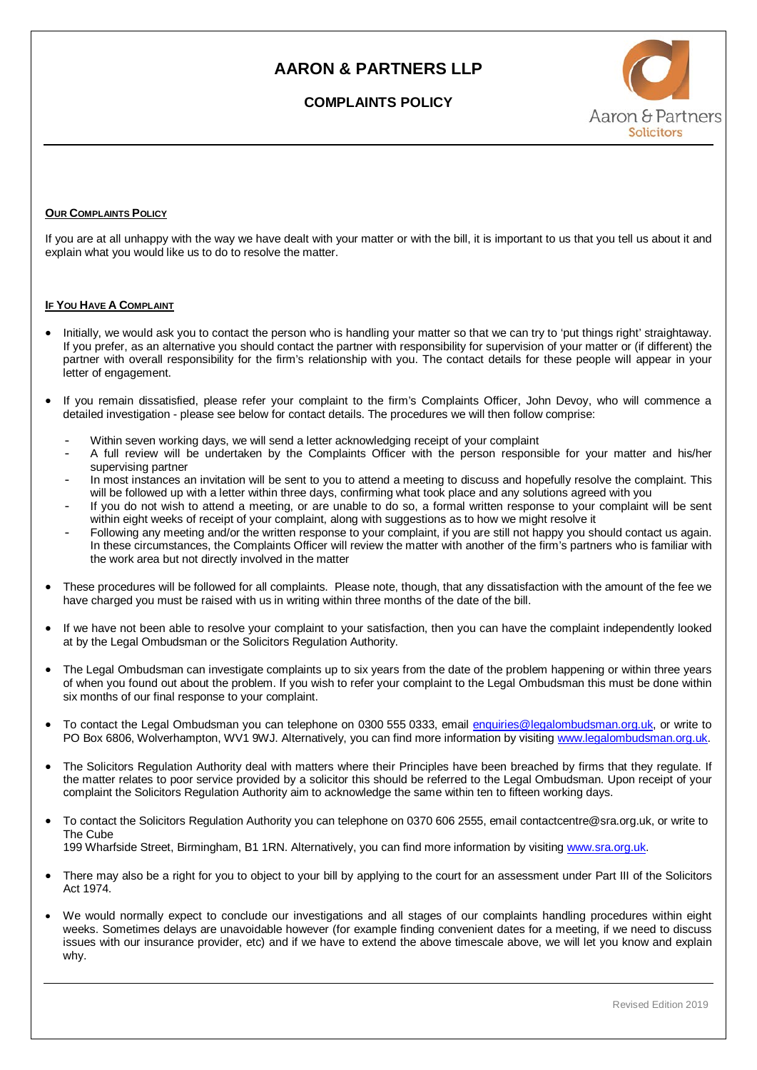# AARON & PARTNERS LLP

## COMPLAINTS POLICY

**OUR COMPLAINTS POLICY**

If you are at all unhappy with the way we have dealt with your matter or with the bill, it is important to us that you tell us about it and explain what you would like us to do to resolve the matter.

**IF YOU HAVE A COMPLAINT**

- Initially, we would ask you to contact the person who is handling your matter so that we can try to 'put things right' straightaway. If you prefer, as an alternative you should contact the partner with responsibility for supervision of your matter or (if different) the partner with overall responsibility for the firm's relationship with you. The contact details for these people will appear in your letter of engagement.
- If you remain dissatisfied, please refer your complaint to the firm's Complaints Officer, John Devoy, who will commence a detailed investigation - please see below for contact details. The procedures we will then follow comprise:
  - Within seven working days, we will send a letter acknowledging receipt of your complaint
  - A full review will be undertaken by the Complaints Officer with the person responsible for your matter and his/her supervising partner
  - In most instances an invitation will be sent to you to attend a meeting to discuss and hopefully resolve the complaint. This will be followed up with a letter within three days, confirming what took place and any solutions agreed with you
  - If you do not wish to attend a meeting, or are unable to do so, a formal written response to your complaint will be sent within eight weeks of receipt of your complaint, along with suggestions as to how we might resolve it
  - Following any meeting and/or the written response to your complaint, if you are still not happy you should contact us again. In these circumstances, the Complaints Officer will review the matter with another of the firm's partners who is familiar with the work area but not directly involved in the matter
- These procedures will be followed for all complaints. Please note, though, that any dissatisfaction with the amount of the fee we have charged you must be raised with us in writing within three months of the date of the bill.
- If we have not been able to resolve your complaint to your satisfaction, then you can have the complaint independently looked at by the Legal Ombudsman or the Solicitors Regulation Authority.
- The Legal Ombudsman can investigate complaints up to six years from the date of the problem happening or within three years of when you found out about the problem. If you wish to refer your complaint to the Legal Ombudsman this must be done within six months of our final response to your complaint.
- To contact the Legal Ombudsman you can telephone on 0300 555 0333, email enquiries@legalombudsman.org.uk, or write to PO Box 6806, Wolverhampton, WV1 9WJ. Alternatively, you can find more information by visiting www.legalombudsman.org.uk.
- The Solicitors Regulation Authority deal with matters where their Principles have been breached by firms that they regulate. If the matter relates to poor service provided by a solicitor this should be referred to the Legal Ombudsman. Upon receipt of your complaint the Solicitors Regulation Authority aim to acknowledge the same within ten to fifteen working days.
- To contact the Solicitors Regulation Authority you can telephone on 0370 606 2555, email contactcentre@sra.org.uk, or write to The Cube
  199 Wharfside Street, Birmingham, B1 1RN. Alternatively, you can find more information by visiting www.sra.org.uk.
- There may also be a right for you to object to your bill by applying to the court for an assessment under Part III of the Solicitors Act 1974.
- We would normally expect to conclude our investigations and all stages of our complaints handling procedures within eight weeks. Sometimes delays are unavoidable however (for example finding convenient dates for a meeting, if we need to discuss issues with our insurance provider, etc) and if we have to extend the above timescale above, we will let you know and explain why.

Revised Edition 2019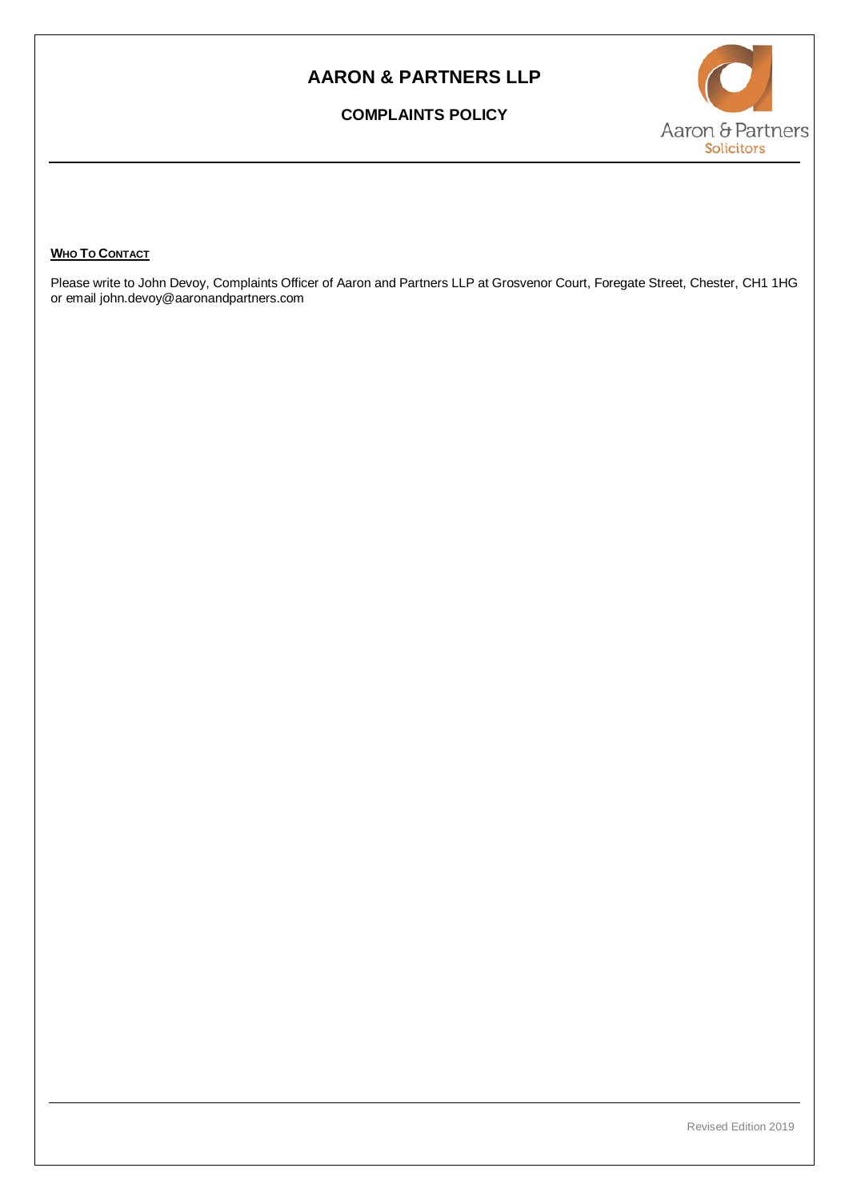### Who To Contact

Please write to John Devoy, Complaints Officer of Aaron and Partners LLP at Grosvenor Court, Foregate Street, Chester, CH1 1HG or email john.devoy@aaronandpartners.com